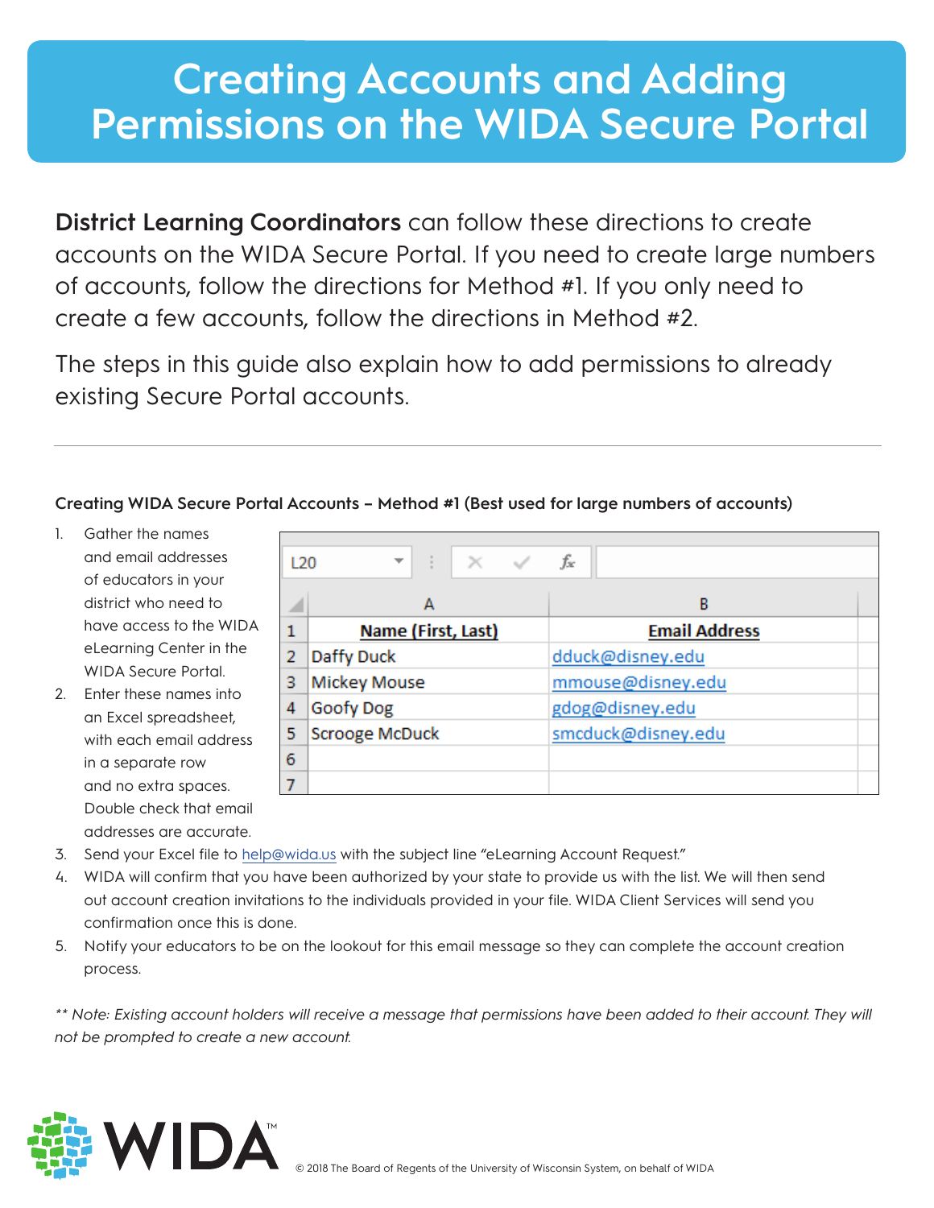# Creating Accounts and Adding Permissions on the WIDA Secure Portal

**District Learning Coordinators** can follow these directions to create accounts on the WIDA Secure Portal. If you need to create large numbers of accounts, follow the directions for Method #1. If you only need to create a few accounts, follow the directions in Method #2.

The steps in this guide also explain how to add permissions to already existing Secure Portal accounts.

---

**Creating WIDA Secure Portal Accounts – Method #1 (Best used for large numbers of accounts)**

1. Gather the names and email addresses of educators in your district who need to have access to the WIDA eLearning Center in the WIDA Secure Portal.
2. Enter these names into an Excel spreadsheet, with each email address in a separate row and no extra spaces. Double check that email addresses are accurate.

| | A | B |
|---|---|---|
| 1 | **Name (First, Last)** | **Email Address** |
| 2 | Daffy Duck | dduck@disney.edu |
| 3 | Mickey Mouse | mmouse@disney.edu |
| 4 | Goofy Dog | gdog@disney.edu |
| 5 | Scrooge McDuck | smcduck@disney.edu |
| 6 | | |
| 7 | | |

3. Send your Excel file to help@wida.us with the subject line "eLearning Account Request."
4. WIDA will confirm that you have been authorized by your state to provide us with the list. We will then send out account creation invitations to the individuals provided in your file. WIDA Client Services will send you confirmation once this is done.
5. Notify your educators to be on the lookout for this email message so they can complete the account creation process.

*** Note: Existing account holders will receive a message that permissions have been added to their account. They will not be prompted to create a new account.*

WIDA™

© 2018 The Board of Regents of the University of Wisconsin System, on behalf of WIDA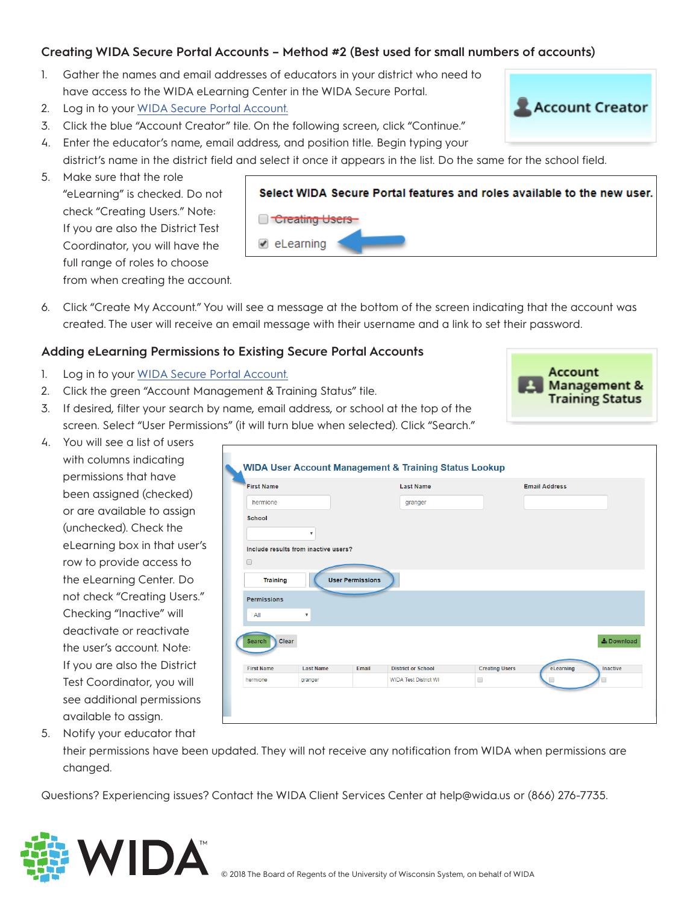### Creating WIDA Secure Portal Accounts – Method #2 (Best used for small numbers of accounts)

1. Gather the names and email addresses of educators in your district who need to have access to the WIDA eLearning Center in the WIDA Secure Portal.
2. Log in to your WIDA Secure Portal Account.
3. Click the blue "Account Creator" tile. On the following screen, click "Continue."
4. Enter the educator's name, email address, and position title. Begin typing your district's name in the district field and select it once it appears in the list. Do the same for the school field.
5. Make sure that the role "eLearning" is checked. Do not check "Creating Users." Note: If you are also the District Test Coordinator, you will have the full range of roles to choose from when creating the account.
6. Click "Create My Account." You will see a message at the bottom of the screen indicating that the account was created. The user will receive an email message with their username and a link to set their password.

### Adding eLearning Permissions to Existing Secure Portal Accounts

1. Log in to your WIDA Secure Portal Account.
2. Click the green "Account Management & Training Status" tile.
3. If desired, filter your search by name, email address, or school at the top of the screen. Select "User Permissions" (it will turn blue when selected). Click "Search."
4. You will see a list of users with columns indicating permissions that have been assigned (checked) or are available to assign (unchecked). Check the eLearning box in that user's row to provide access to the eLearning Center. Do not check "Creating Users." Checking "Inactive" will deactivate or reactivate the user's account. Note: If you are also the District Test Coordinator, you will see additional permissions available to assign.
5. Notify your educator that their permissions have been updated. They will not receive any notification from WIDA when permissions are changed.

Questions? Experiencing issues? Contact the WIDA Client Services Center at help@wida.us or (866) 276-7735.

© 2018 The Board of Regents of the University of Wisconsin System, on behalf of WIDA